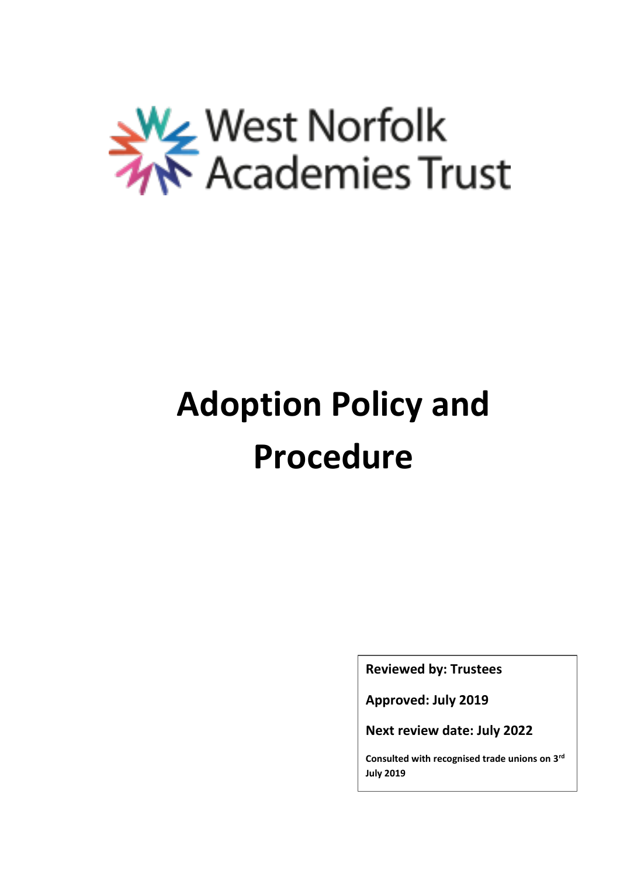West Norfolk Academies Trust

# Adoption Policy and Procedure

**Reviewed by: Trustees**

**Approved: July 2019**

**Next review date: July 2022**

**Consulted with recognised trade unions on 3rd July 2019**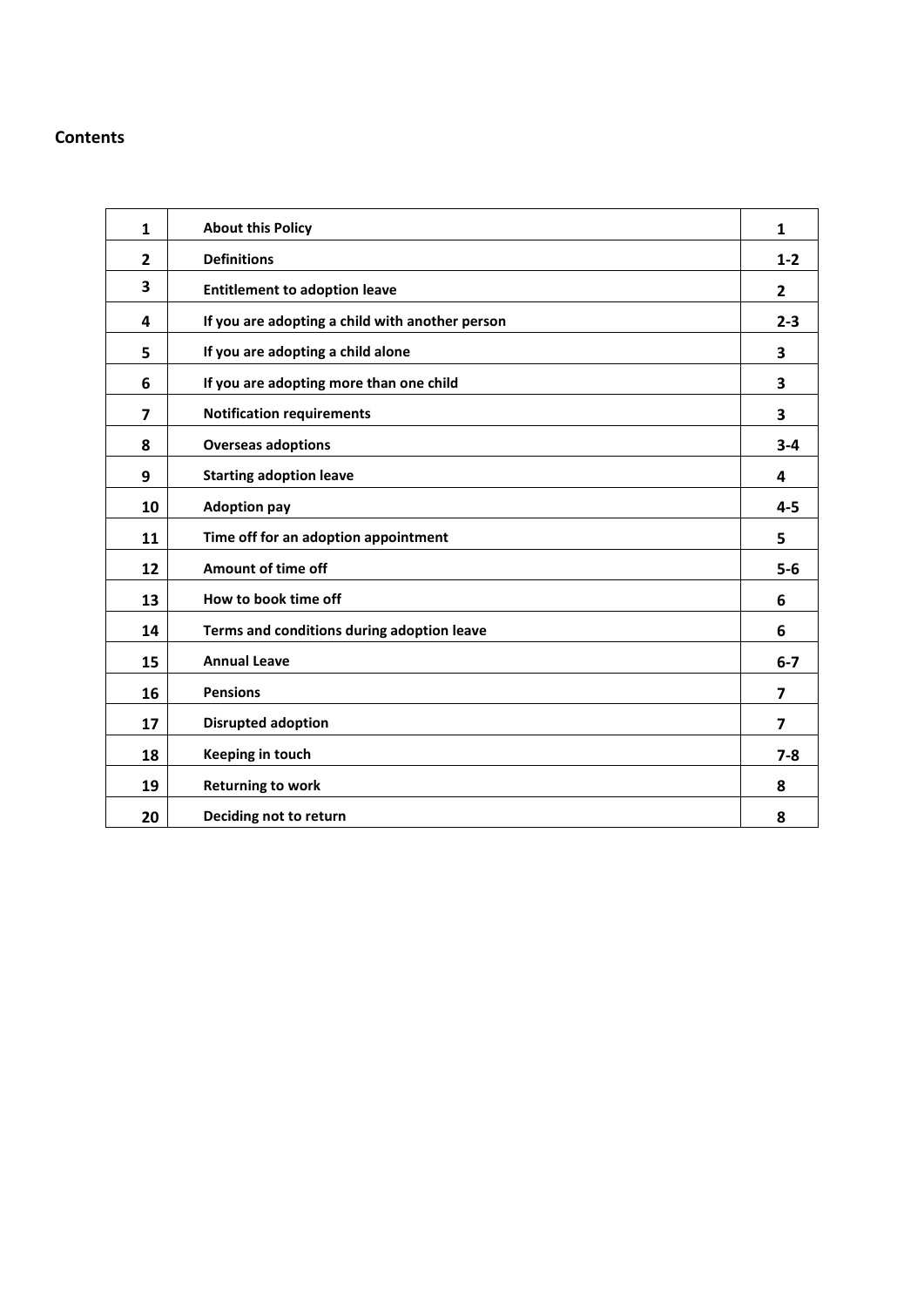## Contents

| | | |
|---|---|---|
| **1** | **About this Policy** | **1** |
| **2** | **Definitions** | **1-2** |
| **3** | **Entitlement to adoption leave** | **2** |
| **4** | **If you are adopting a child with another person** | **2-3** |
| **5** | **If you are adopting a child alone** | **3** |
| **6** | **If you are adopting more than one child** | **3** |
| **7** | **Notification requirements** | **3** |
| **8** | **Overseas adoptions** | **3-4** |
| **9** | **Starting adoption leave** | **4** |
| **10** | **Adoption pay** | **4-5** |
| **11** | **Time off for an adoption appointment** | **5** |
| **12** | **Amount of time off** | **5-6** |
| **13** | **How to book time off** | **6** |
| **14** | **Terms and conditions during adoption leave** | **6** |
| **15** | **Annual Leave** | **6-7** |
| **16** | **Pensions** | **7** |
| **17** | **Disrupted adoption** | **7** |
| **18** | **Keeping in touch** | **7-8** |
| **19** | **Returning to work** | **8** |
| **20** | **Deciding not to return** | **8** |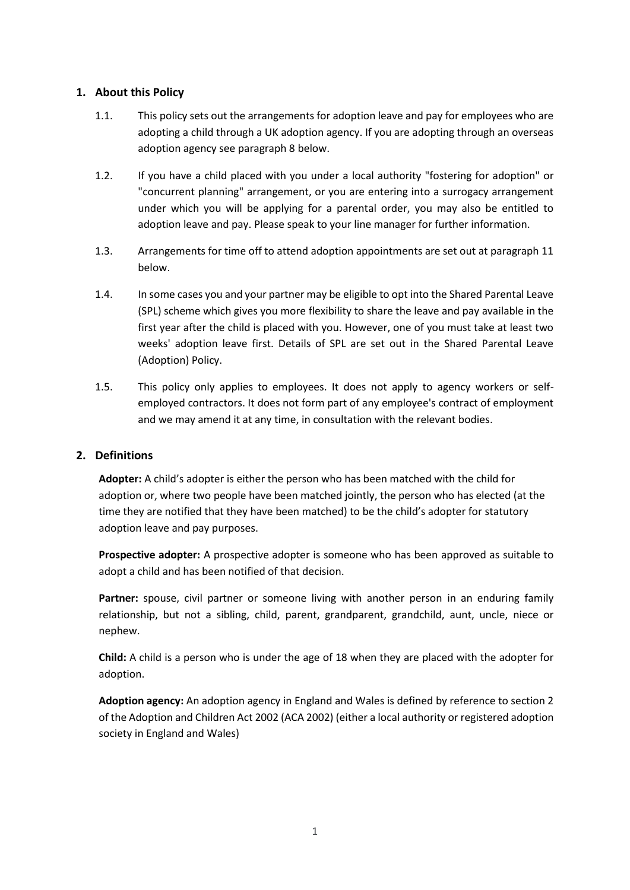## 1. About this Policy

1.1. This policy sets out the arrangements for adoption leave and pay for employees who are adopting a child through a UK adoption agency. If you are adopting through an overseas adoption agency see paragraph 8 below.

1.2. If you have a child placed with you under a local authority "fostering for adoption" or "concurrent planning" arrangement, or you are entering into a surrogacy arrangement under which you will be applying for a parental order, you may also be entitled to adoption leave and pay. Please speak to your line manager for further information.

1.3. Arrangements for time off to attend adoption appointments are set out at paragraph 11 below.

1.4. In some cases you and your partner may be eligible to opt into the Shared Parental Leave (SPL) scheme which gives you more flexibility to share the leave and pay available in the first year after the child is placed with you. However, one of you must take at least two weeks' adoption leave first. Details of SPL are set out in the Shared Parental Leave (Adoption) Policy.

1.5. This policy only applies to employees. It does not apply to agency workers or self-employed contractors. It does not form part of any employee's contract of employment and we may amend it at any time, in consultation with the relevant bodies.

## 2. Definitions

**Adopter:** A child's adopter is either the person who has been matched with the child for adoption or, where two people have been matched jointly, the person who has elected (at the time they are notified that they have been matched) to be the child's adopter for statutory adoption leave and pay purposes.

**Prospective adopter:** A prospective adopter is someone who has been approved as suitable to adopt a child and has been notified of that decision.

**Partner:** spouse, civil partner or someone living with another person in an enduring family relationship, but not a sibling, child, parent, grandparent, grandchild, aunt, uncle, niece or nephew.

**Child:** A child is a person who is under the age of 18 when they are placed with the adopter for adoption.

**Adoption agency:** An adoption agency in England and Wales is defined by reference to section 2 of the Adoption and Children Act 2002 (ACA 2002) (either a local authority or registered adoption society in England and Wales)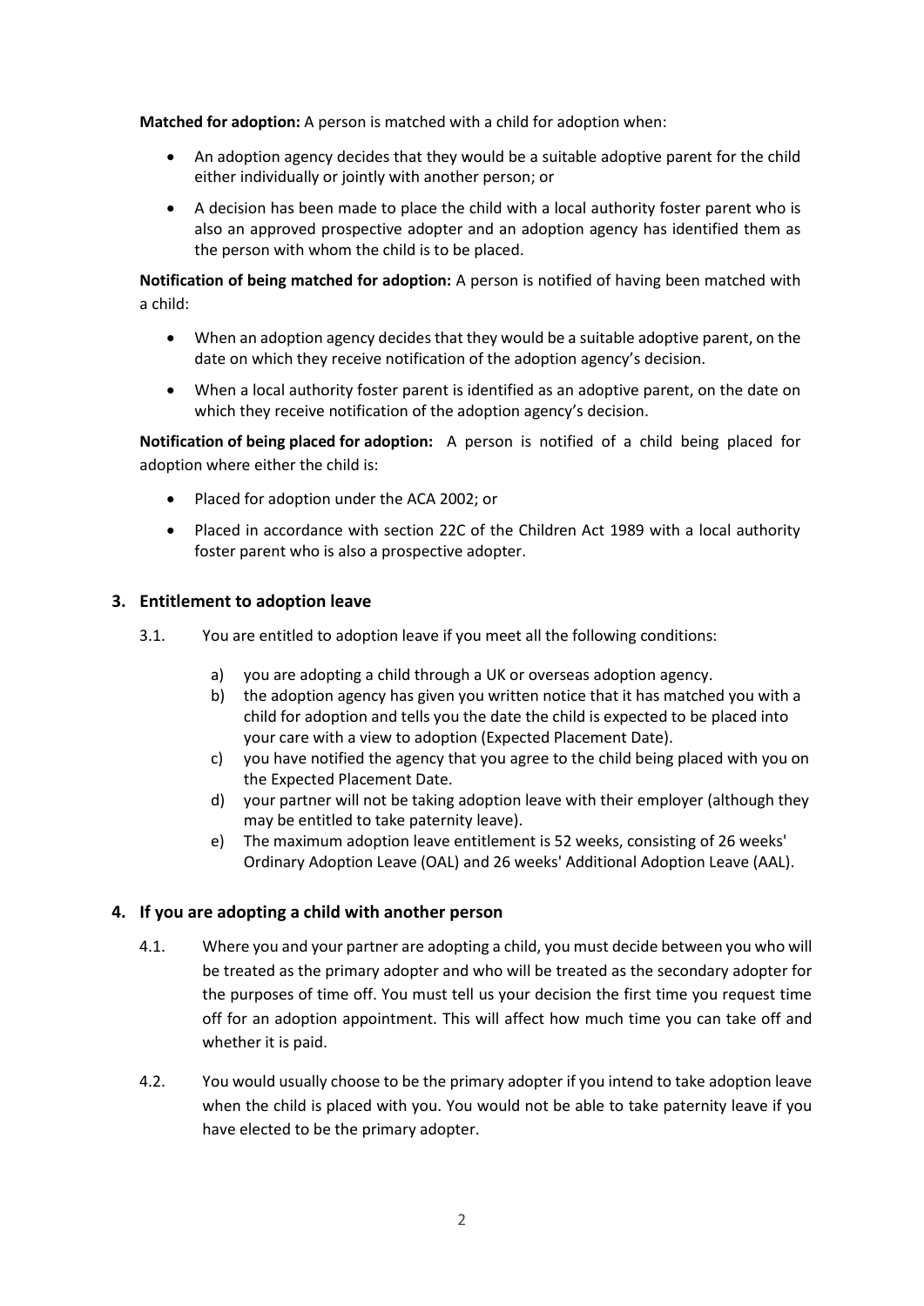**Matched for adoption:** A person is matched with a child for adoption when:

- An adoption agency decides that they would be a suitable adoptive parent for the child either individually or jointly with another person; or
- A decision has been made to place the child with a local authority foster parent who is also an approved prospective adopter and an adoption agency has identified them as the person with whom the child is to be placed.

**Notification of being matched for adoption:** A person is notified of having been matched with a child:

- When an adoption agency decides that they would be a suitable adoptive parent, on the date on which they receive notification of the adoption agency's decision.
- When a local authority foster parent is identified as an adoptive parent, on the date on which they receive notification of the adoption agency's decision.

**Notification of being placed for adoption:** A person is notified of a child being placed for adoption where either the child is:

- Placed for adoption under the ACA 2002; or
- Placed in accordance with section 22C of the Children Act 1989 with a local authority foster parent who is also a prospective adopter.

## 3. Entitlement to adoption leave

3.1. You are entitled to adoption leave if you meet all the following conditions:

a) you are adopting a child through a UK or overseas adoption agency.
b) the adoption agency has given you written notice that it has matched you with a child for adoption and tells you the date the child is expected to be placed into your care with a view to adoption (Expected Placement Date).
c) you have notified the agency that you agree to the child being placed with you on the Expected Placement Date.
d) your partner will not be taking adoption leave with their employer (although they may be entitled to take paternity leave).
e) The maximum adoption leave entitlement is 52 weeks, consisting of 26 weeks' Ordinary Adoption Leave (OAL) and 26 weeks' Additional Adoption Leave (AAL).

## 4. If you are adopting a child with another person

4.1. Where you and your partner are adopting a child, you must decide between you who will be treated as the primary adopter and who will be treated as the secondary adopter for the purposes of time off. You must tell us your decision the first time you request time off for an adoption appointment. This will affect how much time you can take off and whether it is paid.

4.2. You would usually choose to be the primary adopter if you intend to take adoption leave when the child is placed with you. You would not be able to take paternity leave if you have elected to be the primary adopter.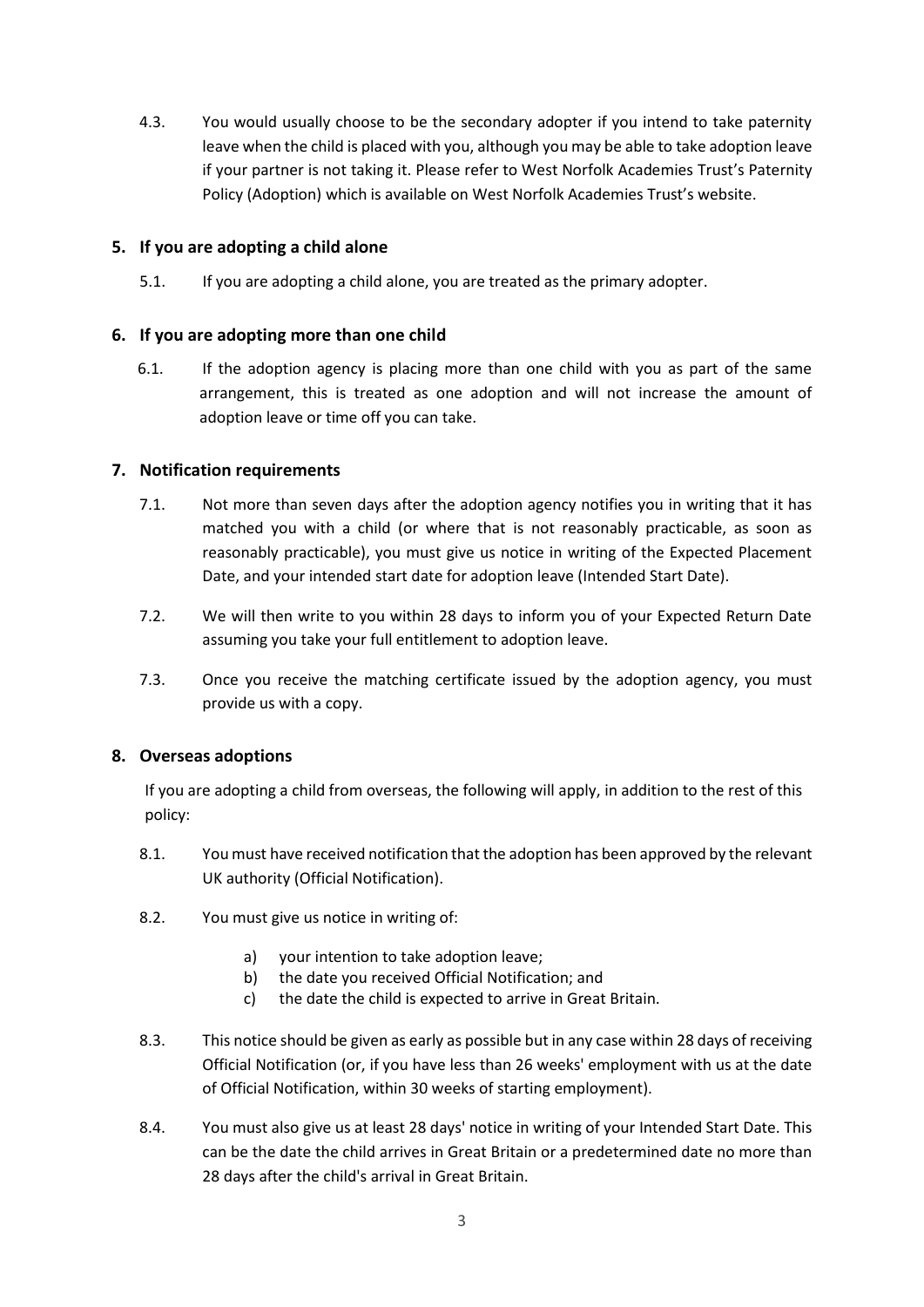4.3. You would usually choose to be the secondary adopter if you intend to take paternity leave when the child is placed with you, although you may be able to take adoption leave if your partner is not taking it. Please refer to West Norfolk Academies Trust's Paternity Policy (Adoption) which is available on West Norfolk Academies Trust's website.

## 5. If you are adopting a child alone

5.1. If you are adopting a child alone, you are treated as the primary adopter.

## 6. If you are adopting more than one child

6.1. If the adoption agency is placing more than one child with you as part of the same arrangement, this is treated as one adoption and will not increase the amount of adoption leave or time off you can take.

## 7. Notification requirements

7.1. Not more than seven days after the adoption agency notifies you in writing that it has matched you with a child (or where that is not reasonably practicable, as soon as reasonably practicable), you must give us notice in writing of the Expected Placement Date, and your intended start date for adoption leave (Intended Start Date).

7.2. We will then write to you within 28 days to inform you of your Expected Return Date assuming you take your full entitlement to adoption leave.

7.3. Once you receive the matching certificate issued by the adoption agency, you must provide us with a copy.

## 8. Overseas adoptions

If you are adopting a child from overseas, the following will apply, in addition to the rest of this policy:

8.1. You must have received notification that the adoption has been approved by the relevant UK authority (Official Notification).

8.2. You must give us notice in writing of:

a) your intention to take adoption leave;
b) the date you received Official Notification; and
c) the date the child is expected to arrive in Great Britain.

8.3. This notice should be given as early as possible but in any case within 28 days of receiving Official Notification (or, if you have less than 26 weeks' employment with us at the date of Official Notification, within 30 weeks of starting employment).

8.4. You must also give us at least 28 days' notice in writing of your Intended Start Date. This can be the date the child arrives in Great Britain or a predetermined date no more than 28 days after the child's arrival in Great Britain.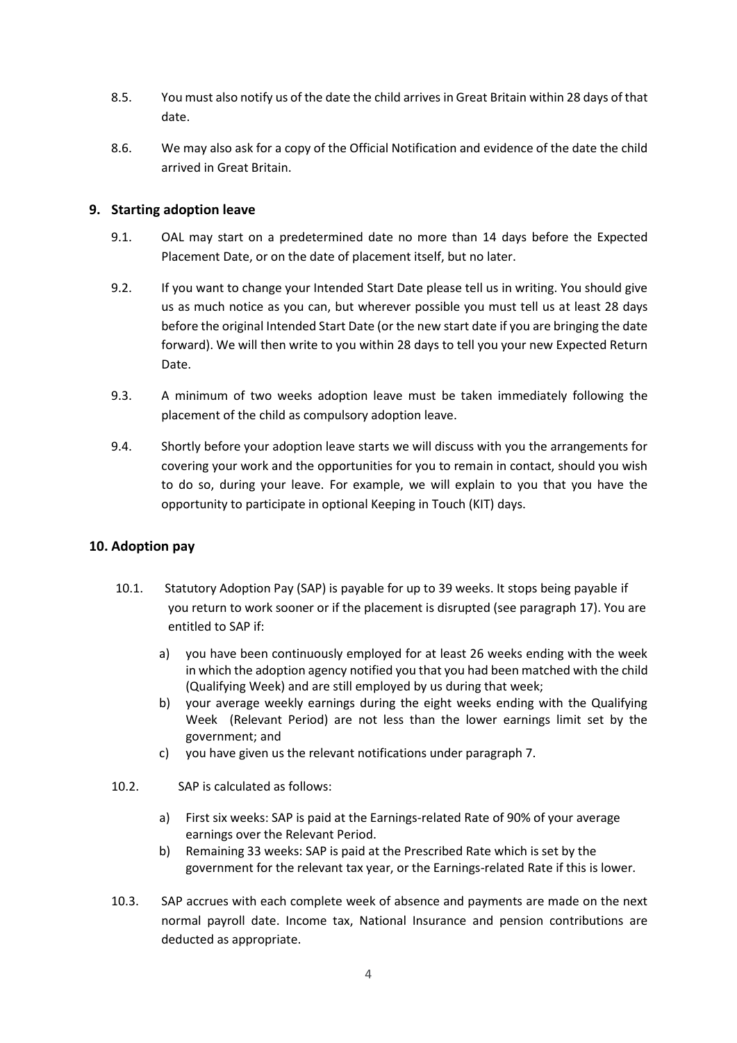8.5. You must also notify us of the date the child arrives in Great Britain within 28 days of that date.

8.6. We may also ask for a copy of the Official Notification and evidence of the date the child arrived in Great Britain.

## 9. Starting adoption leave

9.1. OAL may start on a predetermined date no more than 14 days before the Expected Placement Date, or on the date of placement itself, but no later.

9.2. If you want to change your Intended Start Date please tell us in writing. You should give us as much notice as you can, but wherever possible you must tell us at least 28 days before the original Intended Start Date (or the new start date if you are bringing the date forward). We will then write to you within 28 days to tell you your new Expected Return Date.

9.3. A minimum of two weeks adoption leave must be taken immediately following the placement of the child as compulsory adoption leave.

9.4. Shortly before your adoption leave starts we will discuss with you the arrangements for covering your work and the opportunities for you to remain in contact, should you wish to do so, during your leave. For example, we will explain to you that you have the opportunity to participate in optional Keeping in Touch (KIT) days.

## 10. Adoption pay

10.1. Statutory Adoption Pay (SAP) is payable for up to 39 weeks. It stops being payable if you return to work sooner or if the placement is disrupted (see paragraph 17). You are entitled to SAP if:

a) you have been continuously employed for at least 26 weeks ending with the week in which the adoption agency notified you that you had been matched with the child (Qualifying Week) and are still employed by us during that week;
b) your average weekly earnings during the eight weeks ending with the Qualifying Week (Relevant Period) are not less than the lower earnings limit set by the government; and
c) you have given us the relevant notifications under paragraph 7.

10.2. SAP is calculated as follows:

a) First six weeks: SAP is paid at the Earnings-related Rate of 90% of your average earnings over the Relevant Period.
b) Remaining 33 weeks: SAP is paid at the Prescribed Rate which is set by the government for the relevant tax year, or the Earnings-related Rate if this is lower.

10.3. SAP accrues with each complete week of absence and payments are made on the next normal payroll date. Income tax, National Insurance and pension contributions are deducted as appropriate.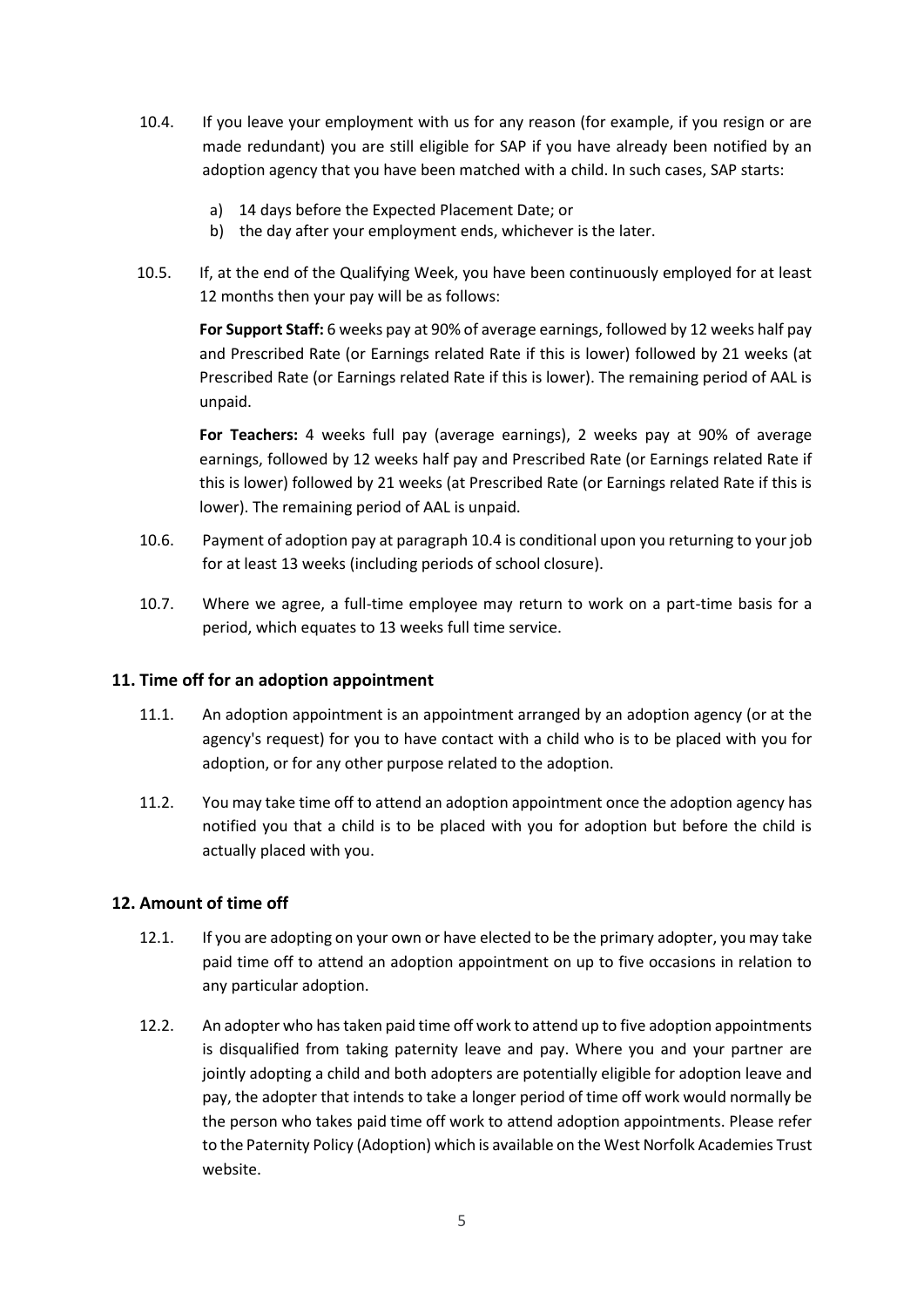10.4. If you leave your employment with us for any reason (for example, if you resign or are made redundant) you are still eligible for SAP if you have already been notified by an adoption agency that you have been matched with a child. In such cases, SAP starts:

  a) 14 days before the Expected Placement Date; or
  b) the day after your employment ends, whichever is the later.

10.5. If, at the end of the Qualifying Week, you have been continuously employed for at least 12 months then your pay will be as follows:

**For Support Staff:** 6 weeks pay at 90% of average earnings, followed by 12 weeks half pay and Prescribed Rate (or Earnings related Rate if this is lower) followed by 21 weeks (at Prescribed Rate (or Earnings related Rate if this is lower). The remaining period of AAL is unpaid.

**For Teachers:** 4 weeks full pay (average earnings), 2 weeks pay at 90% of average earnings, followed by 12 weeks half pay and Prescribed Rate (or Earnings related Rate if this is lower) followed by 21 weeks (at Prescribed Rate (or Earnings related Rate if this is lower). The remaining period of AAL is unpaid.

10.6. Payment of adoption pay at paragraph 10.4 is conditional upon you returning to your job for at least 13 weeks (including periods of school closure).

10.7. Where we agree, a full-time employee may return to work on a part-time basis for a period, which equates to 13 weeks full time service.

## 11. Time off for an adoption appointment

11.1. An adoption appointment is an appointment arranged by an adoption agency (or at the agency's request) for you to have contact with a child who is to be placed with you for adoption, or for any other purpose related to the adoption.

11.2. You may take time off to attend an adoption appointment once the adoption agency has notified you that a child is to be placed with you for adoption but before the child is actually placed with you.

## 12. Amount of time off

12.1. If you are adopting on your own or have elected to be the primary adopter, you may take paid time off to attend an adoption appointment on up to five occasions in relation to any particular adoption.

12.2. An adopter who has taken paid time off work to attend up to five adoption appointments is disqualified from taking paternity leave and pay. Where you and your partner are jointly adopting a child and both adopters are potentially eligible for adoption leave and pay, the adopter that intends to take a longer period of time off work would normally be the person who takes paid time off work to attend adoption appointments. Please refer to the Paternity Policy (Adoption) which is available on the West Norfolk Academies Trust website.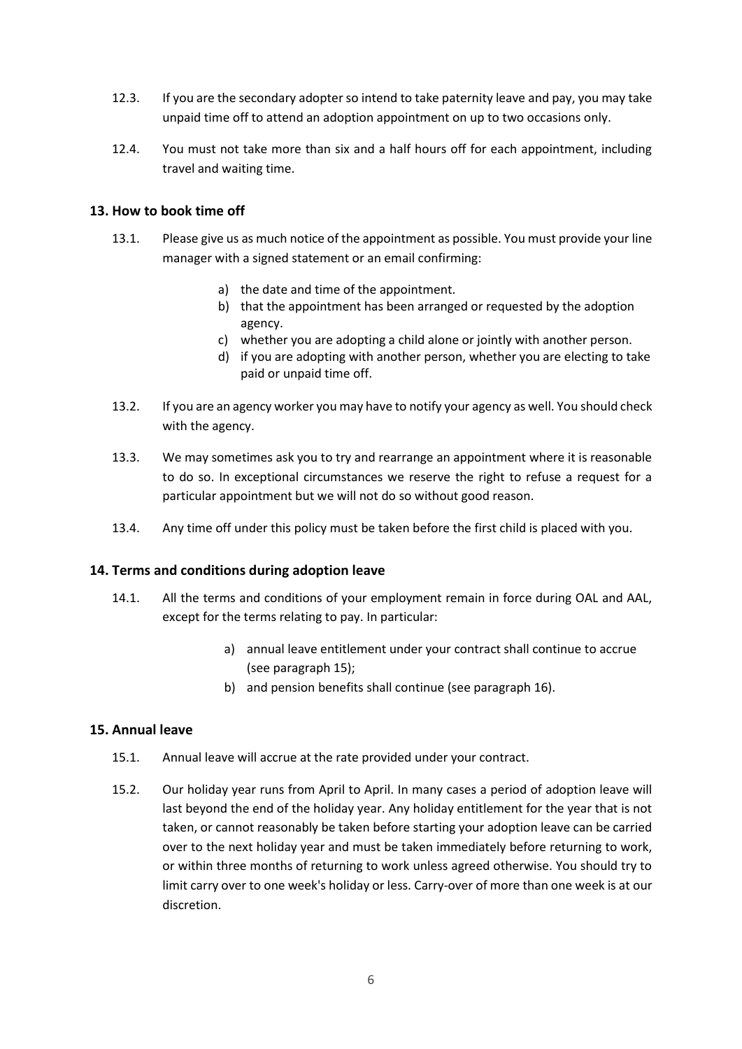12.3. If you are the secondary adopter so intend to take paternity leave and pay, you may take unpaid time off to attend an adoption appointment on up to two occasions only.

12.4. You must not take more than six and a half hours off for each appointment, including travel and waiting time.

## 13. How to book time off

13.1. Please give us as much notice of the appointment as possible. You must provide your line manager with a signed statement or an email confirming:

a) the date and time of the appointment.
b) that the appointment has been arranged or requested by the adoption agency.
c) whether you are adopting a child alone or jointly with another person.
d) if you are adopting with another person, whether you are electing to take paid or unpaid time off.

13.2. If you are an agency worker you may have to notify your agency as well. You should check with the agency.

13.3. We may sometimes ask you to try and rearrange an appointment where it is reasonable to do so. In exceptional circumstances we reserve the right to refuse a request for a particular appointment but we will not do so without good reason.

13.4. Any time off under this policy must be taken before the first child is placed with you.

## 14. Terms and conditions during adoption leave

14.1. All the terms and conditions of your employment remain in force during OAL and AAL, except for the terms relating to pay. In particular:

a) annual leave entitlement under your contract shall continue to accrue (see paragraph 15);
b) and pension benefits shall continue (see paragraph 16).

## 15. Annual leave

15.1. Annual leave will accrue at the rate provided under your contract.

15.2. Our holiday year runs from April to April. In many cases a period of adoption leave will last beyond the end of the holiday year. Any holiday entitlement for the year that is not taken, or cannot reasonably be taken before starting your adoption leave can be carried over to the next holiday year and must be taken immediately before returning to work, or within three months of returning to work unless agreed otherwise. You should try to limit carry over to one week's holiday or less. Carry-over of more than one week is at our discretion.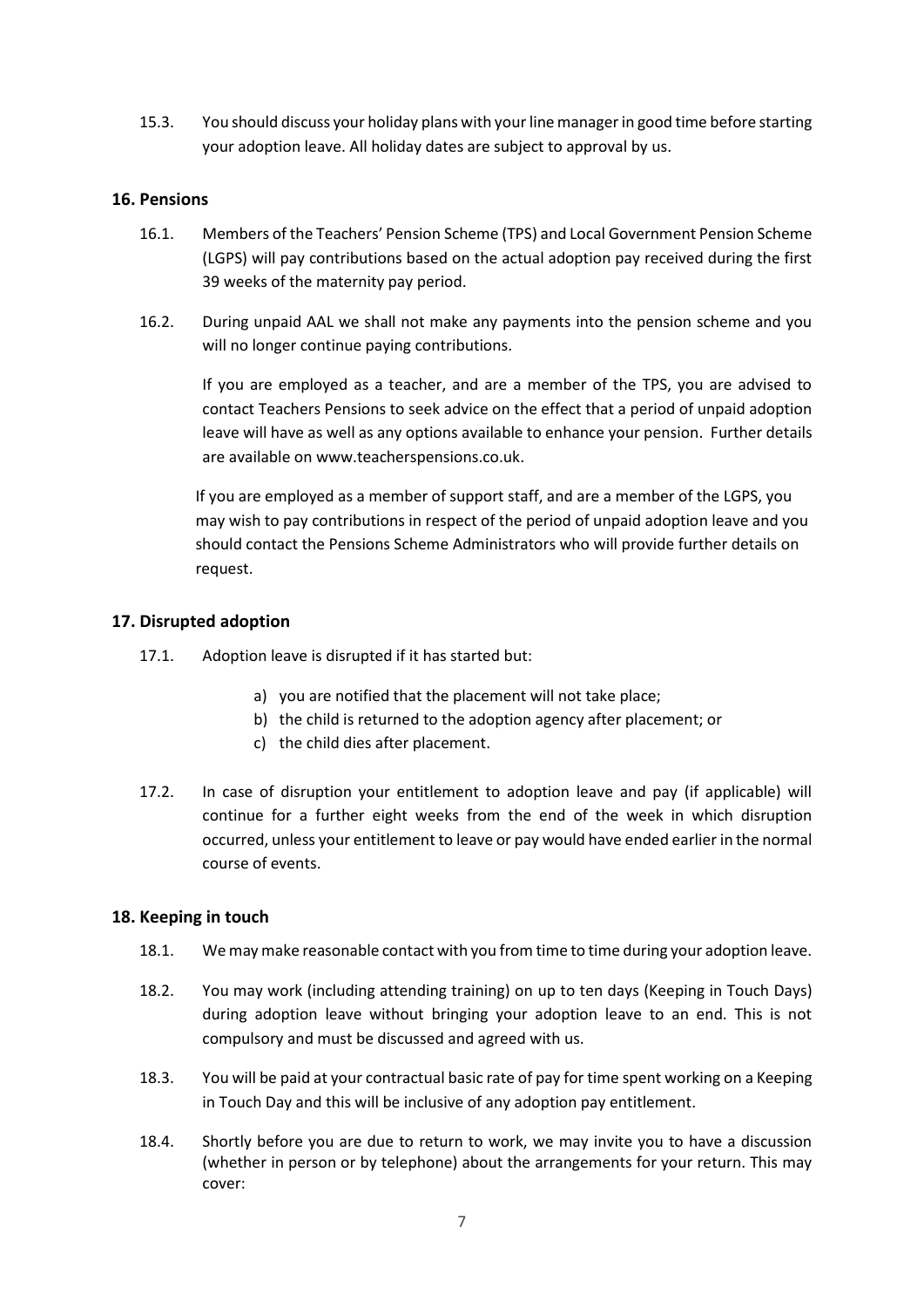15.3. You should discuss your holiday plans with your line manager in good time before starting your adoption leave. All holiday dates are subject to approval by us.

## 16. Pensions

16.1. Members of the Teachers' Pension Scheme (TPS) and Local Government Pension Scheme (LGPS) will pay contributions based on the actual adoption pay received during the first 39 weeks of the maternity pay period.

16.2. During unpaid AAL we shall not make any payments into the pension scheme and you will no longer continue paying contributions.

If you are employed as a teacher, and are a member of the TPS, you are advised to contact Teachers Pensions to seek advice on the effect that a period of unpaid adoption leave will have as well as any options available to enhance your pension. Further details are available on www.teacherspensions.co.uk.

If you are employed as a member of support staff, and are a member of the LGPS, you may wish to pay contributions in respect of the period of unpaid adoption leave and you should contact the Pensions Scheme Administrators who will provide further details on request.

## 17. Disrupted adoption

17.1. Adoption leave is disrupted if it has started but:

a) you are notified that the placement will not take place;
b) the child is returned to the adoption agency after placement; or
c) the child dies after placement.

17.2. In case of disruption your entitlement to adoption leave and pay (if applicable) will continue for a further eight weeks from the end of the week in which disruption occurred, unless your entitlement to leave or pay would have ended earlier in the normal course of events.

## 18. Keeping in touch

18.1. We may make reasonable contact with you from time to time during your adoption leave.

18.2. You may work (including attending training) on up to ten days (Keeping in Touch Days) during adoption leave without bringing your adoption leave to an end. This is not compulsory and must be discussed and agreed with us.

18.3. You will be paid at your contractual basic rate of pay for time spent working on a Keeping in Touch Day and this will be inclusive of any adoption pay entitlement.

18.4. Shortly before you are due to return to work, we may invite you to have a discussion (whether in person or by telephone) about the arrangements for your return. This may cover: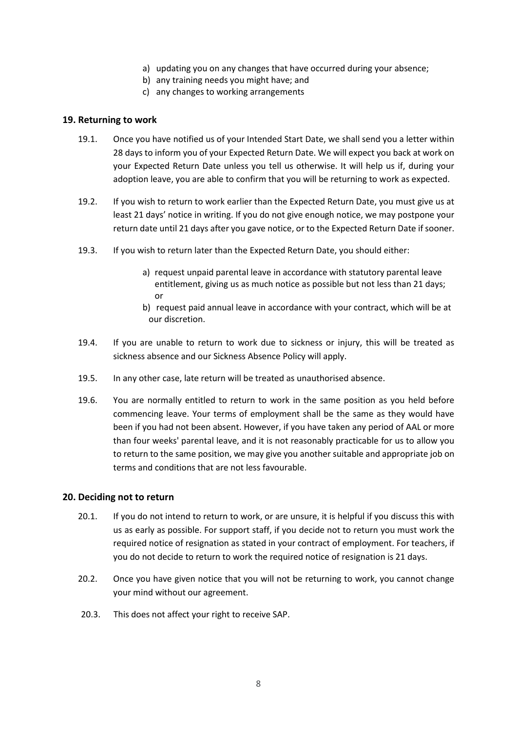a) updating you on any changes that have occurred during your absence;
b) any training needs you might have; and
c) any changes to working arrangements

## 19. Returning to work

19.1. Once you have notified us of your Intended Start Date, we shall send you a letter within 28 days to inform you of your Expected Return Date. We will expect you back at work on your Expected Return Date unless you tell us otherwise. It will help us if, during your adoption leave, you are able to confirm that you will be returning to work as expected.

19.2. If you wish to return to work earlier than the Expected Return Date, you must give us at least 21 days' notice in writing. If you do not give enough notice, we may postpone your return date until 21 days after you gave notice, or to the Expected Return Date if sooner.

19.3. If you wish to return later than the Expected Return Date, you should either:

a) request unpaid parental leave in accordance with statutory parental leave entitlement, giving us as much notice as possible but not less than 21 days; or
b) request paid annual leave in accordance with your contract, which will be at our discretion.

19.4. If you are unable to return to work due to sickness or injury, this will be treated as sickness absence and our Sickness Absence Policy will apply.

19.5. In any other case, late return will be treated as unauthorised absence.

19.6. You are normally entitled to return to work in the same position as you held before commencing leave. Your terms of employment shall be the same as they would have been if you had not been absent. However, if you have taken any period of AAL or more than four weeks' parental leave, and it is not reasonably practicable for us to allow you to return to the same position, we may give you another suitable and appropriate job on terms and conditions that are not less favourable.

## 20. Deciding not to return

20.1. If you do not intend to return to work, or are unsure, it is helpful if you discuss this with us as early as possible. For support staff, if you decide not to return you must work the required notice of resignation as stated in your contract of employment. For teachers, if you do not decide to return to work the required notice of resignation is 21 days.

20.2. Once you have given notice that you will not be returning to work, you cannot change your mind without our agreement.

20.3. This does not affect your right to receive SAP.